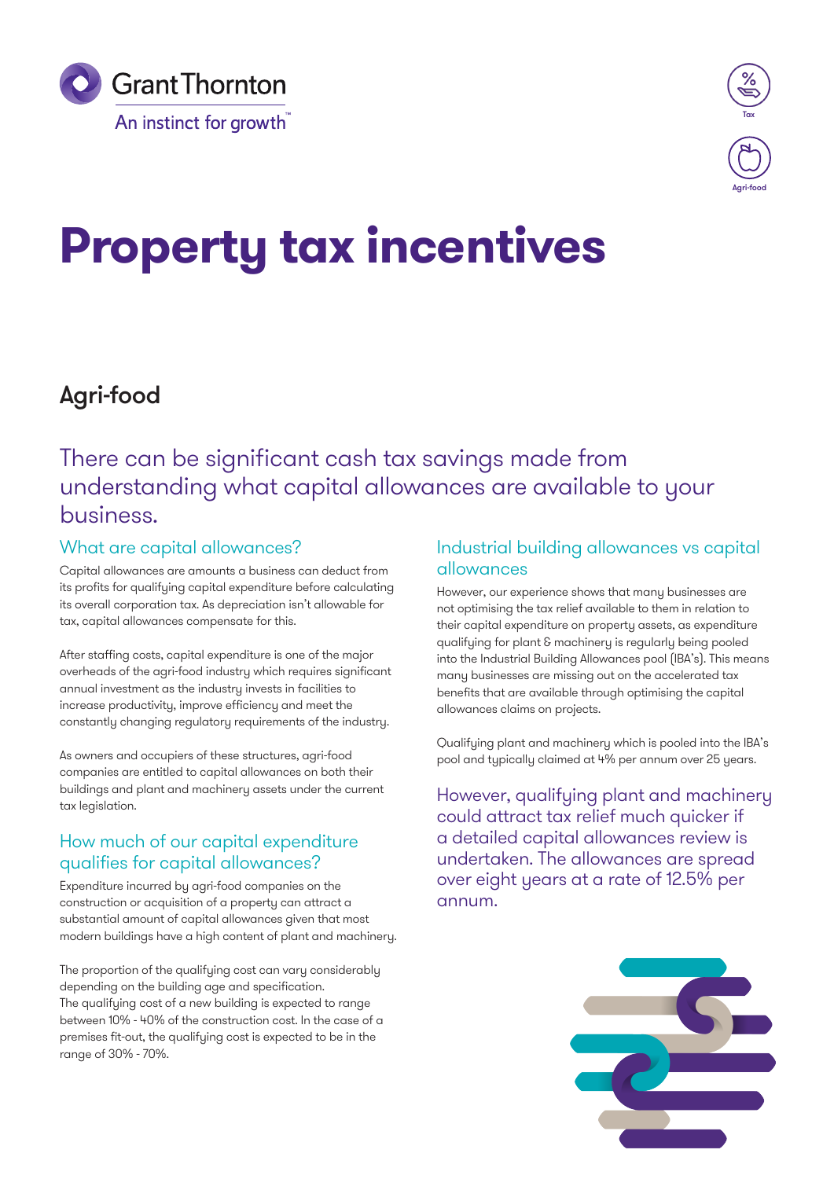# Property tax incentives

## Agri-food

There can be significant cash tax savings made from understanding what capital allowances are available to your business.

### What are capital allowances?

Capital allowances are amounts a business can deduct from its profits for qualifying capital expenditure before calculating its overall corporation tax. As depreciation isn't allowable for tax, capital allowances compensate for this.

After staffing costs, capital expenditure is one of the major overheads of the agri-food industry which requires significant annual investment as the industry invests in facilities to increase productivity, improve efficiency and meet the constantly changing regulatory requirements of the industry.

As owners and occupiers of these structures, agri-food companies are entitled to capital allowances on both their buildings and plant and machinery assets under the current tax legislation.

### How much of our capital expenditure qualifies for capital allowances?

Expenditure incurred by agri-food companies on the construction or acquisition of a property can attract a substantial amount of capital allowances given that most modern buildings have a high content of plant and machinery.

The proportion of the qualifying cost can vary considerably depending on the building age and specification. The qualifying cost of a new building is expected to range between 10% - 40% of the construction cost. In the case of a premises fit-out, the qualifying cost is expected to be in the range of 30% - 70%.

### Industrial building allowances vs capital allowances

However, our experience shows that many businesses are not optimising the tax relief available to them in relation to their capital expenditure on property assets, as expenditure qualifying for plant & machinery is regularly being pooled into the Industrial Building Allowances pool (IBA's). This means many businesses are missing out on the accelerated tax benefits that are available through optimising the capital allowances claims on projects.

Qualifying plant and machinery which is pooled into the IBA's pool and typically claimed at 4% per annum over 25 years.

However, qualifying plant and machinery could attract tax relief much quicker if a detailed capital allowances review is undertaken. The allowances are spread over eight years at a rate of 12.5% per annum.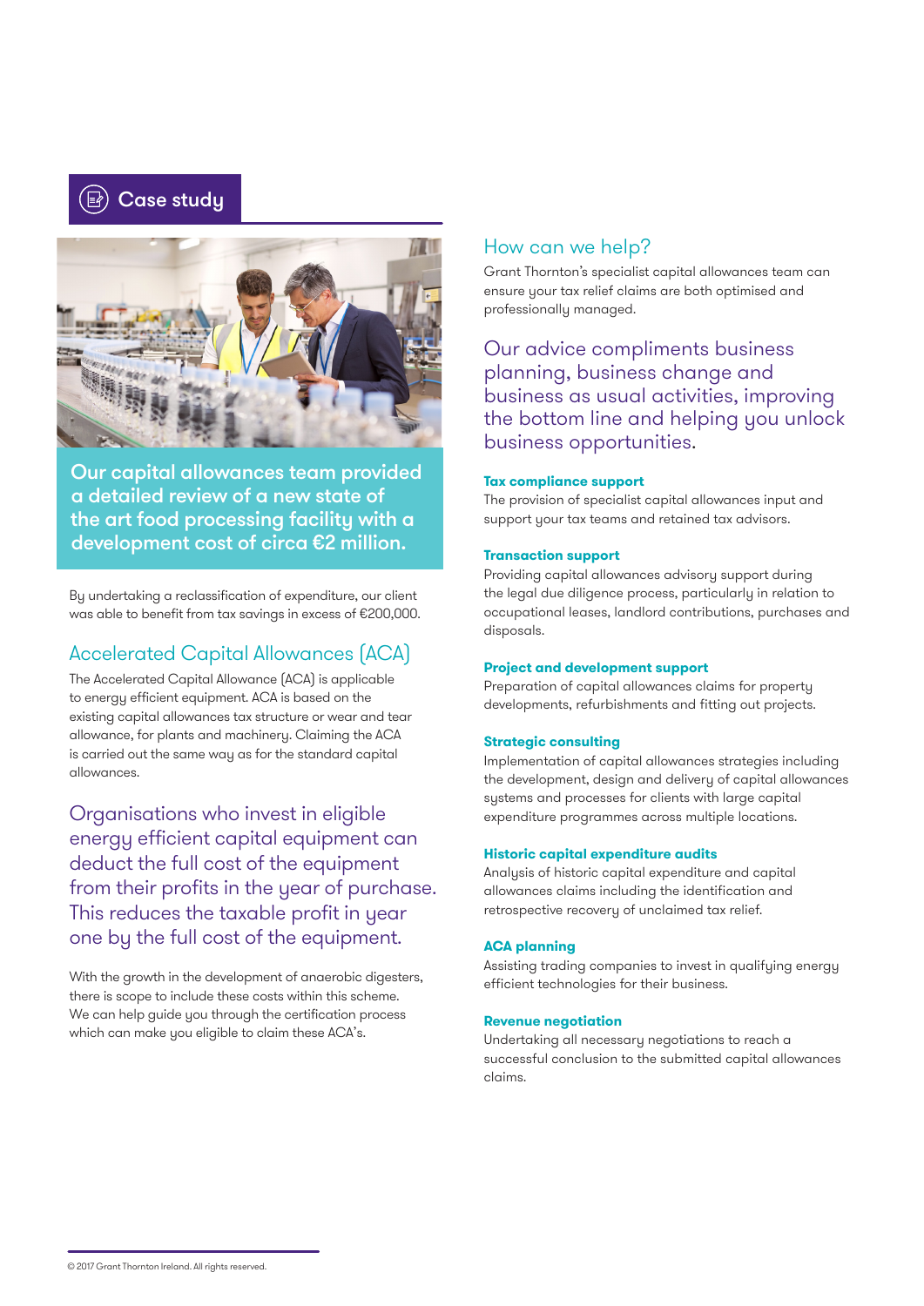## Case study

**Our capital allowances team provided a detailed review of a new state of the art food processing facility with a development cost of circa €2 million.**

By undertaking a reclassification of expenditure, our client was able to benefit from tax savings in excess of €200,000.

## Accelerated Capital Allowances (ACA)

The Accelerated Capital Allowance (ACA) is applicable to energy efficient equipment. ACA is based on the existing capital allowances tax structure or wear and tear allowance, for plants and machinery. Claiming the ACA is carried out the same way as for the standard capital allowances.

Organisations who invest in eligible energy efficient capital equipment can deduct the full cost of the equipment from their profits in the year of purchase. This reduces the taxable profit in year one by the full cost of the equipment.

With the growth in the development of anaerobic digesters, there is scope to include these costs within this scheme. We can help guide you through the certification process which can make you eligible to claim these ACA's.

## How can we help?

Grant Thornton's specialist capital allowances team can ensure your tax relief claims are both optimised and professionally managed.

Our advice compliments business planning, business change and business as usual activities, improving the bottom line and helping you unlock business opportunities.

**Tax compliance support**
The provision of specialist capital allowances input and support your tax teams and retained tax advisors.

**Transaction support**
Providing capital allowances advisory support during the legal due diligence process, particularly in relation to occupational leases, landlord contributions, purchases and disposals.

**Project and development support**
Preparation of capital allowances claims for property developments, refurbishments and fitting out projects.

**Strategic consulting**
Implementation of capital allowances strategies including the development, design and delivery of capital allowances systems and processes for clients with large capital expenditure programmes across multiple locations.

**Historic capital expenditure audits**
Analysis of historic capital expenditure and capital allowances claims including the identification and retrospective recovery of unclaimed tax relief.

**ACA planning**
Assisting trading companies to invest in qualifying energy efficient technologies for their business.

**Revenue negotiation**
Undertaking all necessary negotiations to reach a successful conclusion to the submitted capital allowances claims.

© 2017 Grant Thornton Ireland. All rights reserved.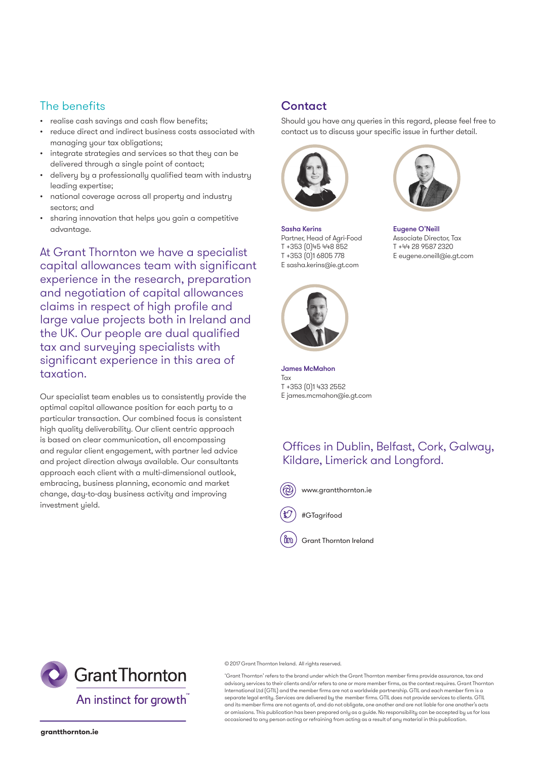## The benefits

- realise cash savings and cash flow benefits;
- reduce direct and indirect business costs associated with managing your tax obligations;
- integrate strategies and services so that they can be delivered through a single point of contact;
- delivery by a professionally qualified team with industry leading expertise;
- national coverage across all property and industry sectors; and
- sharing innovation that helps you gain a competitive advantage.

At Grant Thornton we have a specialist capital allowances team with significant experience in the research, preparation and negotiation of capital allowances claims in respect of high profile and large value projects both in Ireland and the UK. Our people are dual qualified tax and surveying specialists with significant experience in this area of taxation.

Our specialist team enables us to consistently provide the optimal capital allowance position for each party to a particular transaction. Our combined focus is consistent high quality deliverability. Our client centric approach is based on clear communication, all encompassing and regular client engagement, with partner led advice and project direction always available. Our consultants approach each client with a multi-dimensional outlook, embracing, business planning, economic and market change, day-to-day business activity and improving investment yield.

## Contact

Should you have any queries in this regard, please feel free to contact us to discuss your specific issue in further detail.

**Sasha Kerins**
Partner, Head of Agri-Food
T +353 (0)45 448 852
T +353 (0)1 6805 778
E sasha.kerins@ie.gt.com

**Eugene O'Neill**
Associate Director, Tax
T +44 28 9587 2320
E eugene.oneill@ie.gt.com

**James McMahon**
Tax
T +353 (0)1 433 2552
E james.mcmahon@ie.gt.com

Offices in Dublin, Belfast, Cork, Galway, Kildare, Limerick and Longford.

www.grantthornton.ie

#GTagrifood

Grant Thornton Ireland

Grant Thornton
An instinct for growth™

grantthornton.ie

© 2017 Grant Thornton Ireland. All rights reserved.

'Grant Thornton' refers to the brand under which the Grant Thornton member firms provide assurance, tax and advisory services to their clients and/or refers to one or more member firms, as the context requires. Grant Thornton International Ltd (GTIL) and the member firms are not a worldwide partnership. GTIL and each member firm is a separate legal entity. Services are delivered by the member firms. GTIL does not provide services to clients. GTIL and its member firms are not agents of, and do not obligate, one another and are not liable for one another's acts or omissions. This publication has been prepared only as a guide. No responsibility can be accepted by us for loss occasioned to any person acting or refraining from acting as a result of any material in this publication.